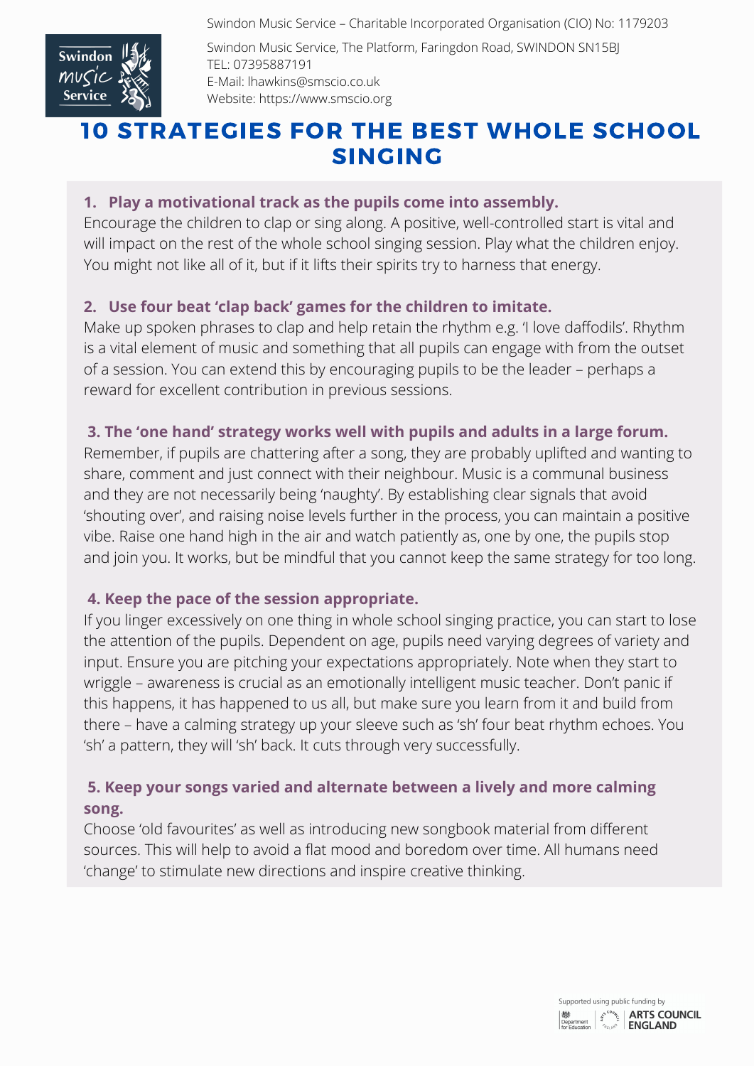Swindon Music Service – Charitable Incorporated Organisation (CIO) No: 1179203

Swindon Music Service, The Platform, Faringdon Road, SWINDON SN15BJ
TEL: 07395887191
E-Mail: lhawkins@smscio.co.uk
Website: https://www.smscio.org

# 10 STRATEGIES FOR THE BEST WHOLE SCHOOL SINGING

**1. Play a motivational track as the pupils come into assembly.**
Encourage the children to clap or sing along. A positive, well-controlled start is vital and will impact on the rest of the whole school singing session. Play what the children enjoy. You might not like all of it, but if it lifts their spirits try to harness that energy.

**2. Use four beat 'clap back' games for the children to imitate.**
Make up spoken phrases to clap and help retain the rhythm e.g. 'I love daffodils'. Rhythm is a vital element of music and something that all pupils can engage with from the outset of a session. You can extend this by encouraging pupils to be the leader – perhaps a reward for excellent contribution in previous sessions.

**3. The 'one hand' strategy works well with pupils and adults in a large forum.**
Remember, if pupils are chattering after a song, they are probably uplifted and wanting to share, comment and just connect with their neighbour. Music is a communal business and they are not necessarily being 'naughty'. By establishing clear signals that avoid 'shouting over', and raising noise levels further in the process, you can maintain a positive vibe. Raise one hand high in the air and watch patiently as, one by one, the pupils stop and join you. It works, but be mindful that you cannot keep the same strategy for too long.

**4. Keep the pace of the session appropriate.**
If you linger excessively on one thing in whole school singing practice, you can start to lose the attention of the pupils. Dependent on age, pupils need varying degrees of variety and input. Ensure you are pitching your expectations appropriately. Note when they start to wriggle – awareness is crucial as an emotionally intelligent music teacher. Don't panic if this happens, it has happened to us all, but make sure you learn from it and build from there – have a calming strategy up your sleeve such as 'sh' four beat rhythm echoes. You 'sh' a pattern, they will 'sh' back. It cuts through very successfully.

**5. Keep your songs varied and alternate between a lively and more calming song.**
Choose 'old favourites' as well as introducing new songbook material from different sources. This will help to avoid a flat mood and boredom over time. All humans need 'change' to stimulate new directions and inspire creative thinking.

Supported using public funding by Department for Education | ARTS COUNCIL ENGLAND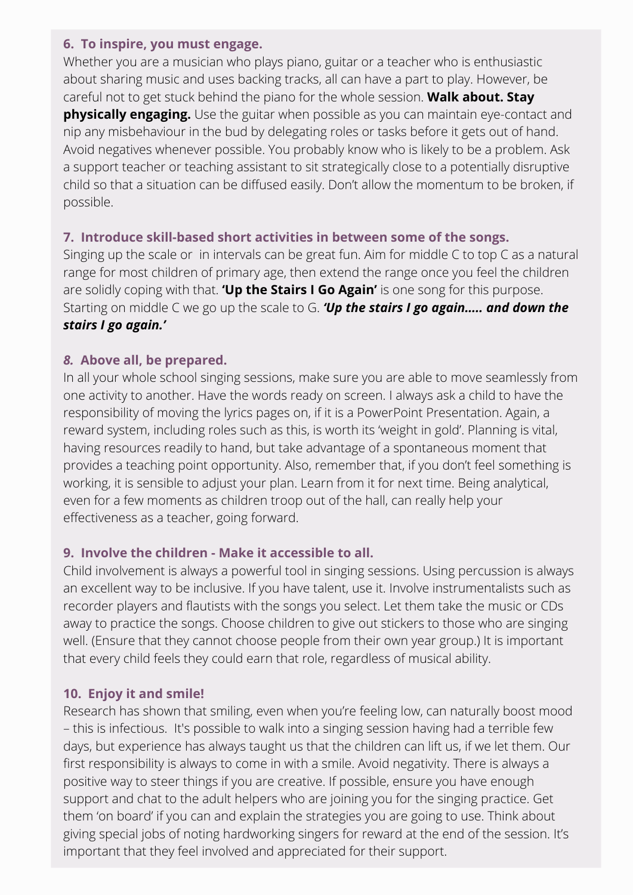### 6. To inspire, you must engage.

Whether you are a musician who plays piano, guitar or a teacher who is enthusiastic about sharing music and uses backing tracks, all can have a part to play. However, be careful not to get stuck behind the piano for the whole session. **Walk about. Stay physically engaging.** Use the guitar when possible as you can maintain eye-contact and nip any misbehaviour in the bud by delegating roles or tasks before it gets out of hand. Avoid negatives whenever possible. You probably know who is likely to be a problem. Ask a support teacher or teaching assistant to sit strategically close to a potentially disruptive child so that a situation can be diffused easily. Don't allow the momentum to be broken, if possible.

### 7. Introduce skill-based short activities in between some of the songs.

Singing up the scale or in intervals can be great fun. Aim for middle C to top C as a natural range for most children of primary age, then extend the range once you feel the children are solidly coping with that. **'Up the Stairs I Go Again'** is one song for this purpose. Starting on middle C we go up the scale to G. ***'Up the stairs I go again….. and down the stairs I go again.'***

### 8. Above all, be prepared.

In all your whole school singing sessions, make sure you are able to move seamlessly from one activity to another. Have the words ready on screen. I always ask a child to have the responsibility of moving the lyrics pages on, if it is a PowerPoint Presentation. Again, a reward system, including roles such as this, is worth its 'weight in gold'. Planning is vital, having resources readily to hand, but take advantage of a spontaneous moment that provides a teaching point opportunity. Also, remember that, if you don't feel something is working, it is sensible to adjust your plan. Learn from it for next time. Being analytical, even for a few moments as children troop out of the hall, can really help your effectiveness as a teacher, going forward.

### 9. Involve the children - Make it accessible to all.

Child involvement is always a powerful tool in singing sessions. Using percussion is always an excellent way to be inclusive. If you have talent, use it. Involve instrumentalists such as recorder players and flautists with the songs you select. Let them take the music or CDs away to practice the songs. Choose children to give out stickers to those who are singing well. (Ensure that they cannot choose people from their own year group.) It is important that every child feels they could earn that role, regardless of musical ability.

### 10. Enjoy it and smile!

Research has shown that smiling, even when you're feeling low, can naturally boost mood – this is infectious. It's possible to walk into a singing session having had a terrible few days, but experience has always taught us that the children can lift us, if we let them. Our first responsibility is always to come in with a smile. Avoid negativity. There is always a positive way to steer things if you are creative. If possible, ensure you have enough support and chat to the adult helpers who are joining you for the singing practice. Get them 'on board' if you can and explain the strategies you are going to use. Think about giving special jobs of noting hardworking singers for reward at the end of the session. It's important that they feel involved and appreciated for their support.